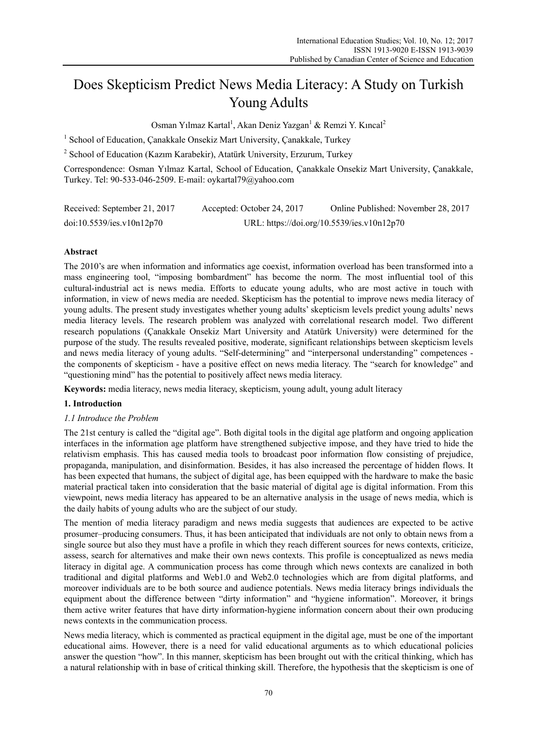# Does Skepticism Predict News Media Literacy: A Study on Turkish Young Adults

Osman Yılmaz Kartal[1], Akan Deniz Yazgan[1] & Remzi Y. Kıncal[2]

[1] School of Education, Çanakkale Onsekiz Mart University, Çanakkale, Turkey

[2] School of Education (Kazım Karabekir), Atatürk University, Erzurum, Turkey

Correspondence: Osman Yılmaz Kartal, School of Education, Çanakkale Onsekiz Mart University, Çanakkale, Turkey. Tel: 90-533-046-2509. E-mail: oykartal79@yahoo.com

Received: September 21, 2017 Accepted: October 24, 2017 Online Published: November 28, 2017

doi:10.5539/ies.v10n12p70 URL: https://doi.org/10.5539/ies.v10n12p70

## Abstract

The 2010's are when information and informatics age coexist, information overload has been transformed into a mass engineering tool, "imposing bombardment" has become the norm. The most influential tool of this cultural-industrial act is news media. Efforts to educate young adults, who are most active in touch with information, in view of news media are needed. Skepticism has the potential to improve news media literacy of young adults. The present study investigates whether young adults' skepticism levels predict young adults' news media literacy levels. The research problem was analyzed with correlational research model. Two different research populations (Çanakkale Onsekiz Mart University and Atatürk University) were determined for the purpose of the study. The results revealed positive, moderate, significant relationships between skepticism levels and news media literacy of young adults. "Self-determining" and "interpersonal understanding" competences - the components of skepticism - have a positive effect on news media literacy. The "search for knowledge" and "questioning mind" has the potential to positively affect news media literacy.

**Keywords:** media literacy, news media literacy, skepticism, young adult, young adult literacy

## 1. Introduction

### *1.1 Introduce the Problem*

The 21st century is called the "digital age". Both digital tools in the digital age platform and ongoing application interfaces in the information age platform have strengthened subjective impose, and they have tried to hide the relativism emphasis. This has caused media tools to broadcast poor information flow consisting of prejudice, propaganda, manipulation, and disinformation. Besides, it has also increased the percentage of hidden flows. It has been expected that humans, the subject of digital age, has been equipped with the hardware to make the basic material practical taken into consideration that the basic material of digital age is digital information. From this viewpoint, news media literacy has appeared to be an alternative analysis in the usage of news media, which is the daily habits of young adults who are the subject of our study.

The mention of media literacy paradigm and news media suggests that audiences are expected to be active prosumer–producing consumers. Thus, it has been anticipated that individuals are not only to obtain news from a single source but also they must have a profile in which they reach different sources for news contexts, criticize, assess, search for alternatives and make their own news contexts. This profile is conceptualized as news media literacy in digital age. A communication process has come through which news contexts are canalized in both traditional and digital platforms and Web1.0 and Web2.0 technologies which are from digital platforms, and moreover individuals are to be both source and audience potentials. News media literacy brings individuals the equipment about the difference between "dirty information" and "hygiene information". Moreover, it brings them active writer features that have dirty information-hygiene information concern about their own producing news contexts in the communication process.

News media literacy, which is commented as practical equipment in the digital age, must be one of the important educational aims. However, there is a need for valid educational arguments as to which educational policies answer the question "how". In this manner, skepticism has been brought out with the critical thinking, which has a natural relationship with in base of critical thinking skill. Therefore, the hypothesis that the skepticism is one of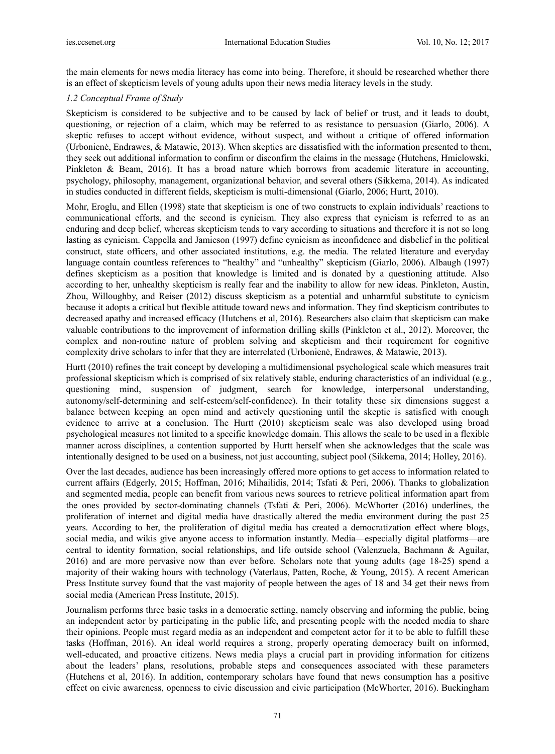the main elements for news media literacy has come into being. Therefore, it should be researched whether there is an effect of skepticism levels of young adults upon their news media literacy levels in the study.

### *1.2 Conceptual Frame of Study*

Skepticism is considered to be subjective and to be caused by lack of belief or trust, and it leads to doubt, questioning, or rejection of a claim, which may be referred to as resistance to persuasion (Giarlo, 2006). A skeptic refuses to accept without evidence, without suspect, and without a critique of offered information (Urbonienė, Endrawes, & Matawie, 2013). When skeptics are dissatisfied with the information presented to them, they seek out additional information to confirm or disconfirm the claims in the message (Hutchens, Hmielowski, Pinkleton & Beam, 2016). It has a broad nature which borrows from academic literature in accounting, psychology, philosophy, management, organizational behavior, and several others (Sikkema, 2014). As indicated in studies conducted in different fields, skepticism is multi-dimensional (Giarlo, 2006; Hurtt, 2010).

Mohr, Eroglu, and Ellen (1998) state that skepticism is one of two constructs to explain individuals' reactions to communicational efforts, and the second is cynicism. They also express that cynicism is referred to as an enduring and deep belief, whereas skepticism tends to vary according to situations and therefore it is not so long lasting as cynicism. Cappella and Jamieson (1997) define cynicism as inconfidence and disbelief in the political construct, state officers, and other associated institutions, e.g. the media. The related literature and everyday language contain countless references to "healthy" and "unhealthy" skepticism (Giarlo, 2006). Albaugh (1997) defines skepticism as a position that knowledge is limited and is donated by a questioning attitude. Also according to her, unhealthy skepticism is really fear and the inability to allow for new ideas. Pinkleton, Austin, Zhou, Willoughby, and Reiser (2012) discuss skepticism as a potential and unharmful substitute to cynicism because it adopts a critical but flexible attitude toward news and information. They find skepticism contributes to decreased apathy and increased efficacy (Hutchens et al, 2016). Researchers also claim that skepticism can make valuable contributions to the improvement of information drilling skills (Pinkleton et al., 2012). Moreover, the complex and non-routine nature of problem solving and skepticism and their requirement for cognitive complexity drive scholars to infer that they are interrelated (Urbonienė, Endrawes, & Matawie, 2013).

Hurtt (2010) refines the trait concept by developing a multidimensional psychological scale which measures trait professional skepticism which is comprised of six relatively stable, enduring characteristics of an individual (e.g., questioning mind, suspension of judgment, search for knowledge, interpersonal understanding, autonomy/self-determining and self-esteem/self-confidence). In their totality these six dimensions suggest a balance between keeping an open mind and actively questioning until the skeptic is satisfied with enough evidence to arrive at a conclusion. The Hurtt (2010) skepticism scale was also developed using broad psychological measures not limited to a specific knowledge domain. This allows the scale to be used in a flexible manner across disciplines, a contention supported by Hurtt herself when she acknowledges that the scale was intentionally designed to be used on a business, not just accounting, subject pool (Sikkema, 2014; Holley, 2016).

Over the last decades, audience has been increasingly offered more options to get access to information related to current affairs (Edgerly, 2015; Hoffman, 2016; Mihailidis, 2014; Tsfati & Peri, 2006). Thanks to globalization and segmented media, people can benefit from various news sources to retrieve political information apart from the ones provided by sector-dominating channels (Tsfati & Peri, 2006). McWhorter (2016) underlines, the proliferation of internet and digital media have drastically altered the media environment during the past 25 years. According to her, the proliferation of digital media has created a democratization effect where blogs, social media, and wikis give anyone access to information instantly. Media—especially digital platforms—are central to identity formation, social relationships, and life outside school (Valenzuela, Bachmann & Aguilar, 2016) and are more pervasive now than ever before. Scholars note that young adults (age 18-25) spend a majority of their waking hours with technology (Vaterlaus, Patten, Roche, & Young, 2015). A recent American Press Institute survey found that the vast majority of people between the ages of 18 and 34 get their news from social media (American Press Institute, 2015).

Journalism performs three basic tasks in a democratic setting, namely observing and informing the public, being an independent actor by participating in the public life, and presenting people with the needed media to share their opinions. People must regard media as an independent and competent actor for it to be able to fulfill these tasks (Hoffman, 2016). An ideal world requires a strong, properly operating democracy built on informed, well-educated, and proactive citizens. News media plays a crucial part in providing information for citizens about the leaders' plans, resolutions, probable steps and consequences associated with these parameters (Hutchens et al, 2016). In addition, contemporary scholars have found that news consumption has a positive effect on civic awareness, openness to civic discussion and civic participation (McWhorter, 2016). Buckingham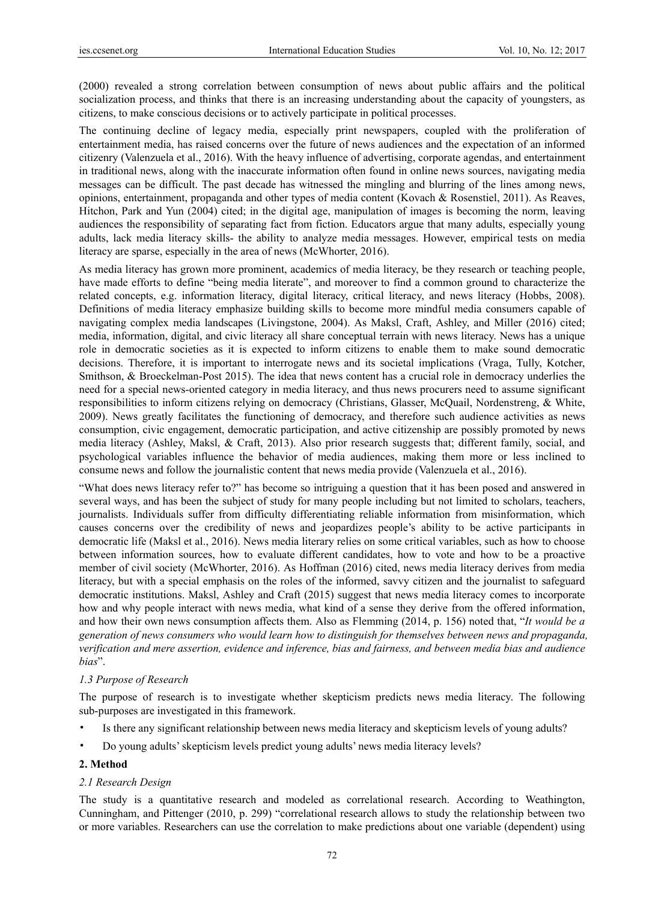(2000) revealed a strong correlation between consumption of news about public affairs and the political socialization process, and thinks that there is an increasing understanding about the capacity of youngsters, as citizens, to make conscious decisions or to actively participate in political processes.

The continuing decline of legacy media, especially print newspapers, coupled with the proliferation of entertainment media, has raised concerns over the future of news audiences and the expectation of an informed citizenry (Valenzuela et al., 2016). With the heavy influence of advertising, corporate agendas, and entertainment in traditional news, along with the inaccurate information often found in online news sources, navigating media messages can be difficult. The past decade has witnessed the mingling and blurring of the lines among news, opinions, entertainment, propaganda and other types of media content (Kovach & Rosenstiel, 2011). As Reaves, Hitchon, Park and Yun (2004) cited; in the digital age, manipulation of images is becoming the norm, leaving audiences the responsibility of separating fact from fiction. Educators argue that many adults, especially young adults, lack media literacy skills- the ability to analyze media messages. However, empirical tests on media literacy are sparse, especially in the area of news (McWhorter, 2016).

As media literacy has grown more prominent, academics of media literacy, be they research or teaching people, have made efforts to define "being media literate", and moreover to find a common ground to characterize the related concepts, e.g. information literacy, digital literacy, critical literacy, and news literacy (Hobbs, 2008). Definitions of media literacy emphasize building skills to become more mindful media consumers capable of navigating complex media landscapes (Livingstone, 2004). As Maksl, Craft, Ashley, and Miller (2016) cited; media, information, digital, and civic literacy all share conceptual terrain with news literacy. News has a unique role in democratic societies as it is expected to inform citizens to enable them to make sound democratic decisions. Therefore, it is important to interrogate news and its societal implications (Vraga, Tully, Kotcher, Smithson, & Broeckelman-Post 2015). The idea that news content has a crucial role in democracy underlies the need for a special news-oriented category in media literacy, and thus news procurers need to assume significant responsibilities to inform citizens relying on democracy (Christians, Glasser, McQuail, Nordenstreng, & White, 2009). News greatly facilitates the functioning of democracy, and therefore such audience activities as news consumption, civic engagement, democratic participation, and active citizenship are possibly promoted by news media literacy (Ashley, Maksl, & Craft, 2013). Also prior research suggests that; different family, social, and psychological variables influence the behavior of media audiences, making them more or less inclined to consume news and follow the journalistic content that news media provide (Valenzuela et al., 2016).

"What does news literacy refer to?" has become so intriguing a question that it has been posed and answered in several ways, and has been the subject of study for many people including but not limited to scholars, teachers, journalists. Individuals suffer from difficulty differentiating reliable information from misinformation, which causes concerns over the credibility of news and jeopardizes people's ability to be active participants in democratic life (Maksl et al., 2016). News media literary relies on some critical variables, such as how to choose between information sources, how to evaluate different candidates, how to vote and how to be a proactive member of civil society (McWhorter, 2016). As Hoffman (2016) cited, news media literacy derives from media literacy, but with a special emphasis on the roles of the informed, savvy citizen and the journalist to safeguard democratic institutions. Maksl, Ashley and Craft (2015) suggest that news media literacy comes to incorporate how and why people interact with news media, what kind of a sense they derive from the offered information, and how their own news consumption affects them. Also as Flemming (2014, p. 156) noted that, "*It would be a generation of news consumers who would learn how to distinguish for themselves between news and propaganda, verification and mere assertion, evidence and inference, bias and fairness, and between media bias and audience bias*".

### *1.3 Purpose of Research*

The purpose of research is to investigate whether skepticism predicts news media literacy. The following sub-purposes are investigated in this framework.

- Is there any significant relationship between news media literacy and skepticism levels of young adults?
- Do young adults' skepticism levels predict young adults' news media literacy levels?

## **2. Method**

### *2.1 Research Design*

The study is a quantitative research and modeled as correlational research. According to Weathington, Cunningham, and Pittenger (2010, p. 299) "correlational research allows to study the relationship between two or more variables. Researchers can use the correlation to make predictions about one variable (dependent) using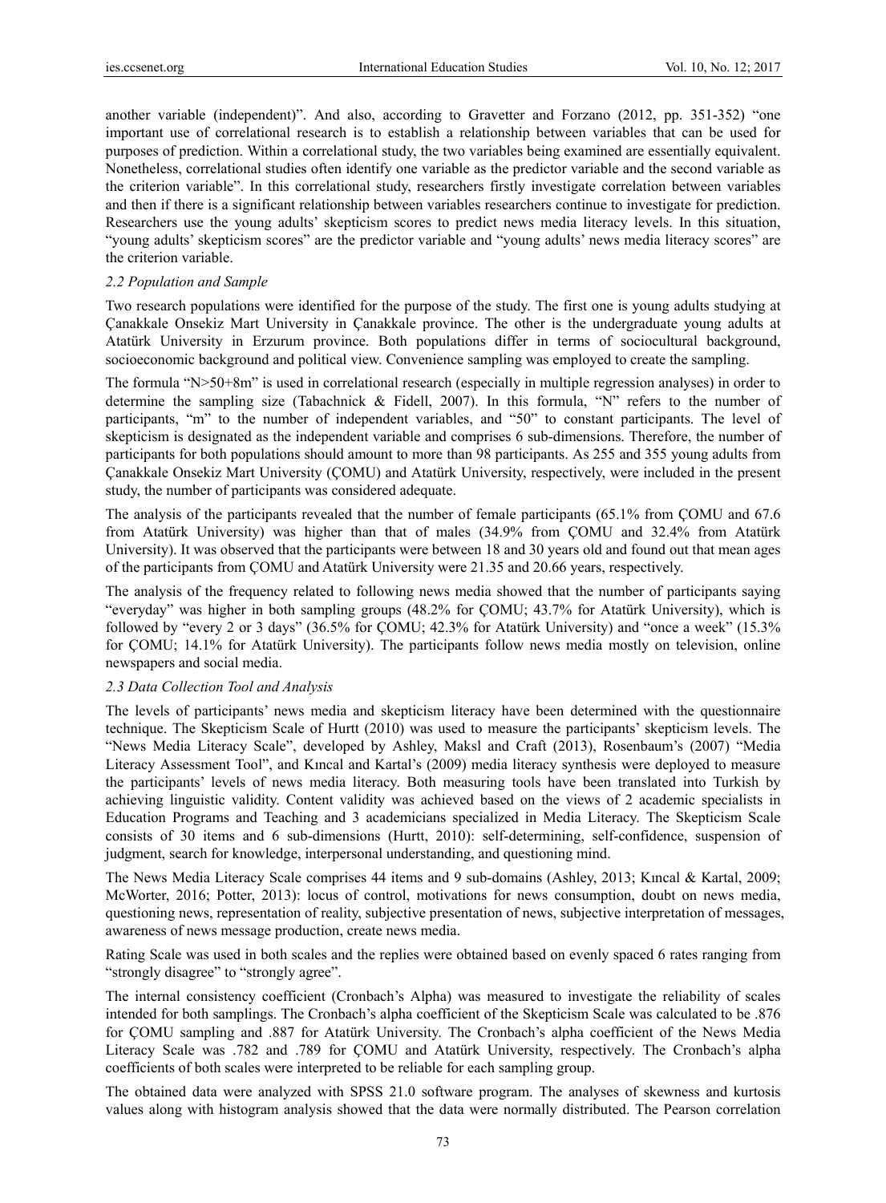another variable (independent)". And also, according to Gravetter and Forzano (2012, pp. 351-352) "one important use of correlational research is to establish a relationship between variables that can be used for purposes of prediction. Within a correlational study, the two variables being examined are essentially equivalent. Nonetheless, correlational studies often identify one variable as the predictor variable and the second variable as the criterion variable". In this correlational study, researchers firstly investigate correlation between variables and then if there is a significant relationship between variables researchers continue to investigate for prediction. Researchers use the young adults' skepticism scores to predict news media literacy levels. In this situation, "young adults' skepticism scores" are the predictor variable and "young adults' news media literacy scores" are the criterion variable.

### *2.2 Population and Sample*

Two research populations were identified for the purpose of the study. The first one is young adults studying at Çanakkale Onsekiz Mart University in Çanakkale province. The other is the undergraduate young adults at Atatürk University in Erzurum province. Both populations differ in terms of sociocultural background, socioeconomic background and political view. Convenience sampling was employed to create the sampling.

The formula "N>50+8m" is used in correlational research (especially in multiple regression analyses) in order to determine the sampling size (Tabachnick & Fidell, 2007). In this formula, "N" refers to the number of participants, "m" to the number of independent variables, and "50" to constant participants. The level of skepticism is designated as the independent variable and comprises 6 sub-dimensions. Therefore, the number of participants for both populations should amount to more than 98 participants. As 255 and 355 young adults from Çanakkale Onsekiz Mart University (ÇOMU) and Atatürk University, respectively, were included in the present study, the number of participants was considered adequate.

The analysis of the participants revealed that the number of female participants (65.1% from ÇOMU and 67.6 from Atatürk University) was higher than that of males (34.9% from ÇOMU and 32.4% from Atatürk University). It was observed that the participants were between 18 and 30 years old and found out that mean ages of the participants from ÇOMU and Atatürk University were 21.35 and 20.66 years, respectively.

The analysis of the frequency related to following news media showed that the number of participants saying "everyday" was higher in both sampling groups (48.2% for ÇOMU; 43.7% for Atatürk University), which is followed by "every 2 or 3 days" (36.5% for ÇOMU; 42.3% for Atatürk University) and "once a week" (15.3% for ÇOMU; 14.1% for Atatürk University). The participants follow news media mostly on television, online newspapers and social media.

### *2.3 Data Collection Tool and Analysis*

The levels of participants' news media and skepticism literacy have been determined with the questionnaire technique. The Skepticism Scale of Hurtt (2010) was used to measure the participants' skepticism levels. The "News Media Literacy Scale", developed by Ashley, Maksl and Craft (2013), Rosenbaum's (2007) "Media Literacy Assessment Tool", and Kıncal and Kartal's (2009) media literacy synthesis were deployed to measure the participants' levels of news media literacy. Both measuring tools have been translated into Turkish by achieving linguistic validity. Content validity was achieved based on the views of 2 academic specialists in Education Programs and Teaching and 3 academicians specialized in Media Literacy. The Skepticism Scale consists of 30 items and 6 sub-dimensions (Hurtt, 2010): self-determining, self-confidence, suspension of judgment, search for knowledge, interpersonal understanding, and questioning mind.

The News Media Literacy Scale comprises 44 items and 9 sub-domains (Ashley, 2013; Kıncal & Kartal, 2009; McWorter, 2016; Potter, 2013): locus of control, motivations for news consumption, doubt on news media, questioning news, representation of reality, subjective presentation of news, subjective interpretation of messages, awareness of news message production, create news media.

Rating Scale was used in both scales and the replies were obtained based on evenly spaced 6 rates ranging from "strongly disagree" to "strongly agree".

The internal consistency coefficient (Cronbach's Alpha) was measured to investigate the reliability of scales intended for both samplings. The Cronbach's alpha coefficient of the Skepticism Scale was calculated to be .876 for ÇOMU sampling and .887 for Atatürk University. The Cronbach's alpha coefficient of the News Media Literacy Scale was .782 and .789 for ÇOMU and Atatürk University, respectively. The Cronbach's alpha coefficients of both scales were interpreted to be reliable for each sampling group.

The obtained data were analyzed with SPSS 21.0 software program. The analyses of skewness and kurtosis values along with histogram analysis showed that the data were normally distributed. The Pearson correlation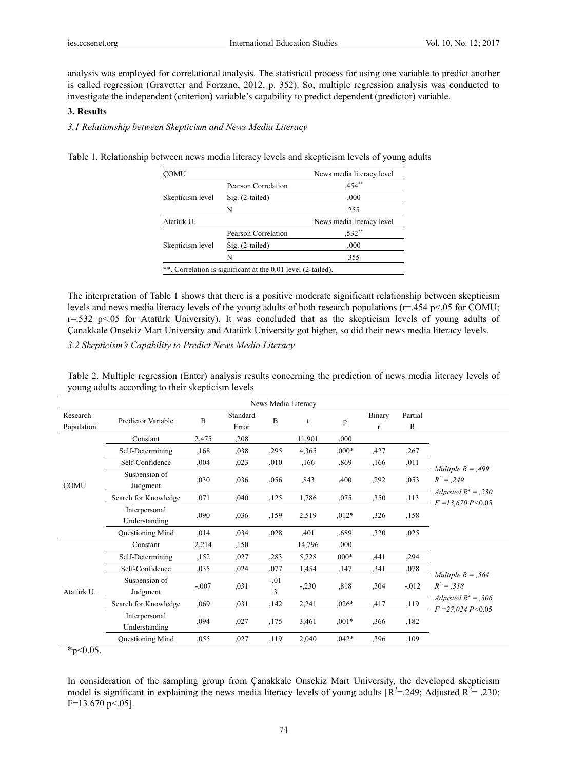analysis was employed for correlational analysis. The statistical process for using one variable to predict another is called regression (Gravetter and Forzano, 2012, p. 352). So, multiple regression analysis was conducted to investigate the independent (criterion) variable's capability to predict dependent (predictor) variable.

### 3. Results

#### *3.1 Relationship between Skepticism and News Media Literacy*

Table 1. Relationship between news media literacy levels and skepticism levels of young adults

| ÇOMU | | News media literacy level |
|---|---|---|
| Skepticism level | Pearson Correlation | ,454** |
| | Sig. (2-tailed) | ,000 |
| | N | 255 |
| Atatürk U. | | News media literacy level |
| Skepticism level | Pearson Correlation | ,532** |
| | Sig. (2-tailed) | ,000 |
| | N | 355 |

**. Correlation is significant at the 0.01 level (2-tailed).

The interpretation of Table 1 shows that there is a positive moderate significant relationship between skepticism levels and news media literacy levels of the young adults of both research populations (r=.454 $p<.05$ for ÇOMU; r=.532 $p<.05$ for Atatürk University). It was concluded that as the skepticism levels of young adults of Çanakkale Onsekiz Mart University and Atatürk University got higher, so did their news media literacy levels.

#### *3.2 Skepticism's Capability to Predict News Media Literacy*

Table 2. Multiple regression (Enter) analysis results concerning the prediction of news media literacy levels of young adults according to their skepticism levels

| News Media Literacy | | | | | | | | | |
|---|---|---|---|---|---|---|---|---|---|
| Research Population | Predictor Variable | B | Standard Error | B | t | p | Binary r | Partial R | |
| ÇOMU | Constant | 2,475 | ,208 | | 11,901 | ,000 | | | *Multiple R = ,499* $R^2$ *= ,249* *Adjusted* $R^2$ *= ,230* *F =13,670 P<0.05* |
| | Self-Determining | ,168 | ,038 | ,295 | 4,365 | ,000* | ,427 | ,267 | |
| | Self-Confidence | ,004 | ,023 | ,010 | ,166 | ,869 | ,166 | ,011 | |
| | Suspension of Judgment | ,030 | ,036 | ,056 | ,843 | ,400 | ,292 | ,053 | |
| | Search for Knowledge | ,071 | ,040 | ,125 | 1,786 | ,075 | ,350 | ,113 | |
| | Interpersonal Understanding | ,090 | ,036 | ,159 | 2,519 | ,012* | ,326 | ,158 | |
| | Questioning Mind | ,014 | ,034 | ,028 | ,401 | ,689 | ,320 | ,025 | |
| Atatürk U. | Constant | 2,214 | ,150 | | 14,796 | ,000 | | | *Multiple R = ,564* $R^2$ *= ,318* *Adjusted* $R^2$ *= ,306* *F =27,024 P<0.05* |
| | Self-Determining | ,152 | ,027 | ,283 | 5,728 | 000* | ,441 | ,294 | |
| | Self-Confidence | ,035 | ,024 | ,077 | 1,454 | ,147 | ,341 | ,078 | |
| | Suspension of Judgment | -,007 | ,031 | -,013 | -,230 | ,818 | ,304 | -,012 | |
| | Search for Knowledge | ,069 | ,031 | ,142 | 2,241 | ,026* | ,417 | ,119 | |
| | Interpersonal Understanding | ,094 | ,027 | ,175 | 3,461 | ,001* | ,366 | ,182 | |
| | Questioning Mind | ,055 | ,027 | ,119 | 2,040 | ,042* | ,396 | ,109 | |

*p<0.05.

In consideration of the sampling group from Çanakkale Onsekiz Mart University, the developed skepticism model is significant in explaining the news media literacy levels of young adults [$R^2$=.249; Adjusted $R^2$= .230; F=13.670 $p<.05$].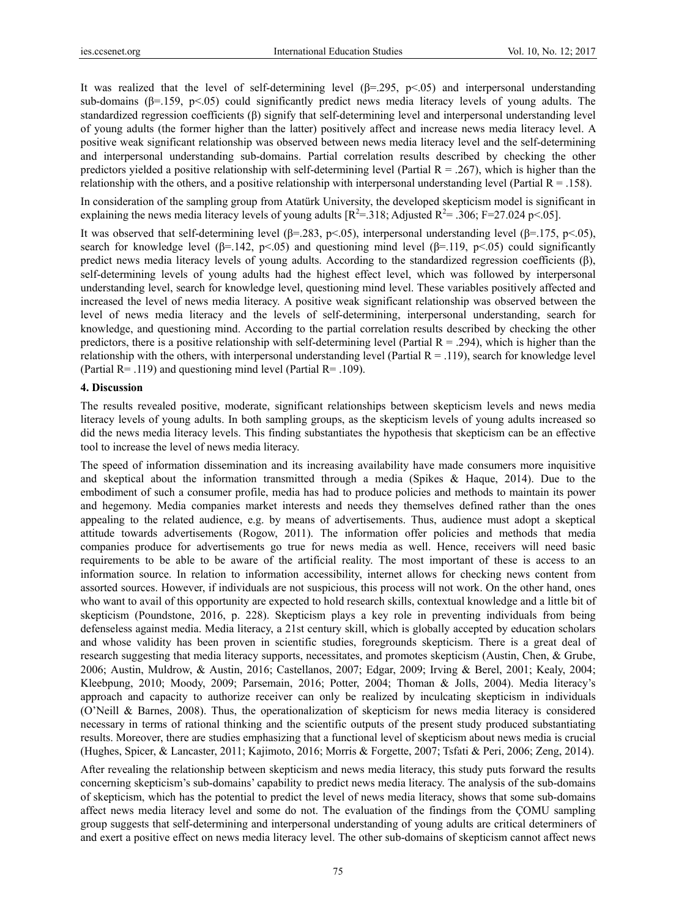It was realized that the level of self-determining level ($\beta$=.295, $p$<.05) and interpersonal understanding sub-domains ($\beta$=.159, $p$<.05) could significantly predict news media literacy levels of young adults. The standardized regression coefficients ($\beta$) signify that self-determining level and interpersonal understanding level of young adults (the former higher than the latter) positively affect and increase news media literacy level. A positive weak significant relationship was observed between news media literacy level and the self-determining and interpersonal understanding sub-domains. Partial correlation results described by checking the other predictors yielded a positive relationship with self-determining level (Partial R = .267), which is higher than the relationship with the others, and a positive relationship with interpersonal understanding level (Partial R = .158).

In consideration of the sampling group from Atatürk University, the developed skepticism model is significant in explaining the news media literacy levels of young adults [$R^2$=.318; Adjusted $R^2$= .306; F=27.024 $p$<.05].

It was observed that self-determining level ($\beta$=.283, $p$<.05), interpersonal understanding level ($\beta$=.175, $p$<.05), search for knowledge level ($\beta$=.142, $p$<.05) and questioning mind level ($\beta$=.119, $p$<.05) could significantly predict news media literacy levels of young adults. According to the standardized regression coefficients ($\beta$), self-determining levels of young adults had the highest effect level, which was followed by interpersonal understanding level, search for knowledge level, questioning mind level. These variables positively affected and increased the level of news media literacy. A positive weak significant relationship was observed between the level of news media literacy and the levels of self-determining, interpersonal understanding, search for knowledge, and questioning mind. According to the partial correlation results described by checking the other predictors, there is a positive relationship with self-determining level (Partial R = .294), which is higher than the relationship with the others, with interpersonal understanding level (Partial R = .119), search for knowledge level (Partial R= .119) and questioning mind level (Partial R= .109).

## 4. Discussion

The results revealed positive, moderate, significant relationships between skepticism levels and news media literacy levels of young adults. In both sampling groups, as the skepticism levels of young adults increased so did the news media literacy levels. This finding substantiates the hypothesis that skepticism can be an effective tool to increase the level of news media literacy.

The speed of information dissemination and its increasing availability have made consumers more inquisitive and skeptical about the information transmitted through a media (Spikes & Haque, 2014). Due to the embodiment of such a consumer profile, media has had to produce policies and methods to maintain its power and hegemony. Media companies market interests and needs they themselves defined rather than the ones appealing to the related audience, e.g. by means of advertisements. Thus, audience must adopt a skeptical attitude towards advertisements (Rogow, 2011). The information offer policies and methods that media companies produce for advertisements go true for news media as well. Hence, receivers will need basic requirements to be able to be aware of the artificial reality. The most important of these is access to an information source. In relation to information accessibility, internet allows for checking news content from assorted sources. However, if individuals are not suspicious, this process will not work. On the other hand, ones who want to avail of this opportunity are expected to hold research skills, contextual knowledge and a little bit of skepticism (Poundstone, 2016, p. 228). Skepticism plays a key role in preventing individuals from being defenseless against media. Media literacy, a 21st century skill, which is globally accepted by education scholars and whose validity has been proven in scientific studies, foregrounds skepticism. There is a great deal of research suggesting that media literacy supports, necessitates, and promotes skepticism (Austin, Chen, & Grube, 2006; Austin, Muldrow, & Austin, 2016; Castellanos, 2007; Edgar, 2009; Irving & Berel, 2001; Kealy, 2004; Kleebpung, 2010; Moody, 2009; Parsemain, 2016; Potter, 2004; Thoman & Jolls, 2004). Media literacy's approach and capacity to authorize receiver can only be realized by inculcating skepticism in individuals (O'Neill & Barnes, 2008). Thus, the operationalization of skepticism for news media literacy is considered necessary in terms of rational thinking and the scientific outputs of the present study produced substantiating results. Moreover, there are studies emphasizing that a functional level of skepticism about news media is crucial (Hughes, Spicer, & Lancaster, 2011; Kajimoto, 2016; Morris & Forgette, 2007; Tsfati & Peri, 2006; Zeng, 2014).

After revealing the relationship between skepticism and news media literacy, this study puts forward the results concerning skepticism's sub-domains' capability to predict news media literacy. The analysis of the sub-domains of skepticism, which has the potential to predict the level of news media literacy, shows that some sub-domains affect news media literacy level and some do not. The evaluation of the findings from the ÇOMU sampling group suggests that self-determining and interpersonal understanding of young adults are critical determiners of and exert a positive effect on news media literacy level. The other sub-domains of skepticism cannot affect news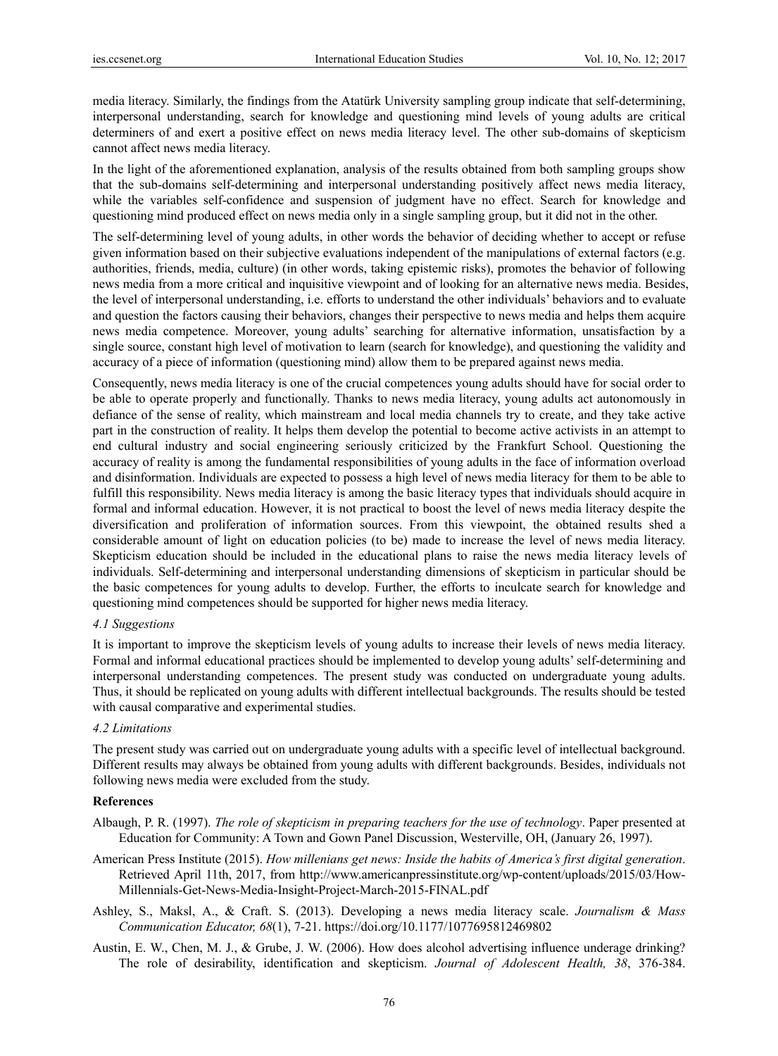media literacy. Similarly, the findings from the Atatürk University sampling group indicate that self-determining, interpersonal understanding, search for knowledge and questioning mind levels of young adults are critical determiners of and exert a positive effect on news media literacy level. The other sub-domains of skepticism cannot affect news media literacy.

In the light of the aforementioned explanation, analysis of the results obtained from both sampling groups show that the sub-domains self-determining and interpersonal understanding positively affect news media literacy, while the variables self-confidence and suspension of judgment have no effect. Search for knowledge and questioning mind produced effect on news media only in a single sampling group, but it did not in the other.

The self-determining level of young adults, in other words the behavior of deciding whether to accept or refuse given information based on their subjective evaluations independent of the manipulations of external factors (e.g. authorities, friends, media, culture) (in other words, taking epistemic risks), promotes the behavior of following news media from a more critical and inquisitive viewpoint and of looking for an alternative news media. Besides, the level of interpersonal understanding, i.e. efforts to understand the other individuals' behaviors and to evaluate and question the factors causing their behaviors, changes their perspective to news media and helps them acquire news media competence. Moreover, young adults' searching for alternative information, unsatisfaction by a single source, constant high level of motivation to learn (search for knowledge), and questioning the validity and accuracy of a piece of information (questioning mind) allow them to be prepared against news media.

Consequently, news media literacy is one of the crucial competences young adults should have for social order to be able to operate properly and functionally. Thanks to news media literacy, young adults act autonomously in defiance of the sense of reality, which mainstream and local media channels try to create, and they take active part in the construction of reality. It helps them develop the potential to become active activists in an attempt to end cultural industry and social engineering seriously criticized by the Frankfurt School. Questioning the accuracy of reality is among the fundamental responsibilities of young adults in the face of information overload and disinformation. Individuals are expected to possess a high level of news media literacy for them to be able to fulfill this responsibility. News media literacy is among the basic literacy types that individuals should acquire in formal and informal education. However, it is not practical to boost the level of news media literacy despite the diversification and proliferation of information sources. From this viewpoint, the obtained results shed a considerable amount of light on education policies (to be) made to increase the level of news media literacy. Skepticism education should be included in the educational plans to raise the news media literacy levels of individuals. Self-determining and interpersonal understanding dimensions of skepticism in particular should be the basic competences for young adults to develop. Further, the efforts to inculcate search for knowledge and questioning mind competences should be supported for higher news media literacy.

### *4.1 Suggestions*

It is important to improve the skepticism levels of young adults to increase their levels of news media literacy. Formal and informal educational practices should be implemented to develop young adults' self-determining and interpersonal understanding competences. The present study was conducted on undergraduate young adults. Thus, it should be replicated on young adults with different intellectual backgrounds. The results should be tested with causal comparative and experimental studies.

### *4.2 Limitations*

The present study was carried out on undergraduate young adults with a specific level of intellectual background. Different results may always be obtained from young adults with different backgrounds. Besides, individuals not following news media were excluded from the study.

## References

Albaugh, P. R. (1997). *The role of skepticism in preparing teachers for the use of technology*. Paper presented at Education for Community: A Town and Gown Panel Discussion, Westerville, OH, (January 26, 1997).

American Press Institute (2015). *How millenians get news: Inside the habits of America's first digital generation*. Retrieved April 11th, 2017, from http://www.americanpressinstitute.org/wp-content/uploads/2015/03/How-Millennials-Get-News-Media-Insight-Project-March-2015-FINAL.pdf

Ashley, S., Maksl, A., & Craft. S. (2013). Developing a news media literacy scale. *Journalism & Mass Communication Educator, 68*(1), 7-21. https://doi.org/10.1177/1077695812469802

Austin, E. W., Chen, M. J., & Grube, J. W. (2006). How does alcohol advertising influence underage drinking? The role of desirability, identification and skepticism. *Journal of Adolescent Health, 38*, 376-384.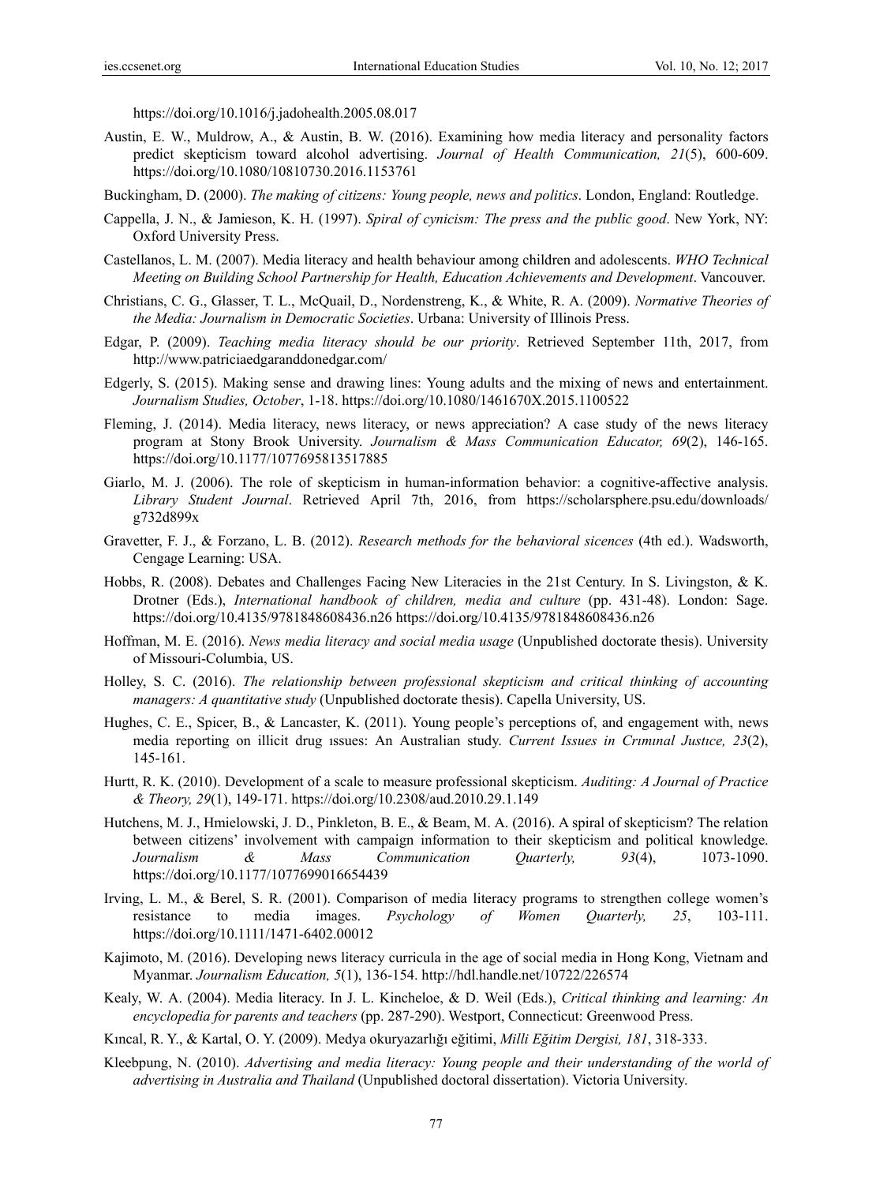https://doi.org/10.1016/j.jadohealth.2005.08.017

Austin, E. W., Muldrow, A., & Austin, B. W. (2016). Examining how media literacy and personality factors predict skepticism toward alcohol advertising. *Journal of Health Communication, 21*(5), 600-609. https://doi.org/10.1080/10810730.2016.1153761

Buckingham, D. (2000). *The making of citizens: Young people, news and politics*. London, England: Routledge.

Cappella, J. N., & Jamieson, K. H. (1997). *Spiral of cynicism: The press and the public good*. New York, NY: Oxford University Press.

Castellanos, L. M. (2007). Media literacy and health behaviour among children and adolescents. *WHO Technical Meeting on Building School Partnership for Health, Education Achievements and Development*. Vancouver.

Christians, C. G., Glasser, T. L., McQuail, D., Nordenstreng, K., & White, R. A. (2009). *Normative Theories of the Media: Journalism in Democratic Societies*. Urbana: University of Illinois Press.

Edgar, P. (2009). *Teaching media literacy should be our priority*. Retrieved September 11th, 2017, from http://www.patriciaedgaranddonedgar.com/

Edgerly, S. (2015). Making sense and drawing lines: Young adults and the mixing of news and entertainment. *Journalism Studies, October*, 1-18. https://doi.org/10.1080/1461670X.2015.1100522

Fleming, J. (2014). Media literacy, news literacy, or news appreciation? A case study of the news literacy program at Stony Brook University. *Journalism & Mass Communication Educator, 69*(2), 146-165. https://doi.org/10.1177/1077695813517885

Giarlo, M. J. (2006). The role of skepticism in human-information behavior: a cognitive-affective analysis. *Library Student Journal*. Retrieved April 7th, 2016, from https://scholarsphere.psu.edu/downloads/g732d899x

Gravetter, F. J., & Forzano, L. B. (2012). *Research methods for the behavioral sicences* (4th ed.). Wadsworth, Cengage Learning: USA.

Hobbs, R. (2008). Debates and Challenges Facing New Literacies in the 21st Century. In S. Livingston, & K. Drotner (Eds.), *International handbook of children, media and culture* (pp. 431-48). London: Sage. https://doi.org/10.4135/9781848608436.n26 https://doi.org/10.4135/9781848608436.n26

Hoffman, M. E. (2016). *News media literacy and social media usage* (Unpublished doctorate thesis). University of Missouri-Columbia, US.

Holley, S. C. (2016). *The relationship between professional skepticism and critical thinking of accounting managers: A quantitative study* (Unpublished doctorate thesis). Capella University, US.

Hughes, C. E., Spicer, B., & Lancaster, K. (2011). Young people's perceptions of, and engagement with, news media reporting on illicit drug ıssues: An Australian study. *Current Issues in Crımınal Justıce, 23*(2), 145-161.

Hurtt, R. K. (2010). Development of a scale to measure professional skepticism. *Auditing: A Journal of Practice & Theory, 29*(1), 149-171. https://doi.org/10.2308/aud.2010.29.1.149

Hutchens, M. J., Hmielowski, J. D., Pinkleton, B. E., & Beam, M. A. (2016). A spiral of skepticism? The relation between citizens' involvement with campaign information to their skepticism and political knowledge. *Journalism & Mass Communication Quarterly, 93*(4), 1073-1090. https://doi.org/10.1177/1077699016654439

Irving, L. M., & Berel, S. R. (2001). Comparison of media literacy programs to strengthen college women's resistance to media images. *Psychology of Women Quarterly, 25*, 103-111. https://doi.org/10.1111/1471-6402.00012

Kajimoto, M. (2016). Developing news literacy curricula in the age of social media in Hong Kong, Vietnam and Myanmar. *Journalism Education, 5*(1), 136-154. http://hdl.handle.net/10722/226574

Kealy, W. A. (2004). Media literacy. In J. L. Kincheloe, & D. Weil (Eds.), *Critical thinking and learning: An encyclopedia for parents and teachers* (pp. 287-290). Westport, Connecticut: Greenwood Press.

Kıncal, R. Y., & Kartal, O. Y. (2009). Medya okuryazarlığı eğitimi, *Milli Eğitim Dergisi, 181*, 318-333.

Kleebpung, N. (2010). *Advertising and media literacy: Young people and their understanding of the world of advertising in Australia and Thailand* (Unpublished doctoral dissertation). Victoria University.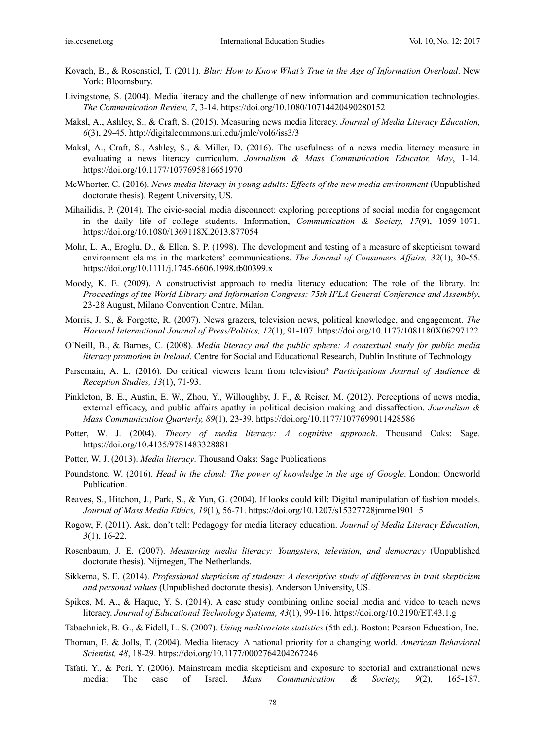Kovach, B., & Rosenstiel, T. (2011). *Blur: How to Know What's True in the Age of Information Overload*. New York: Bloomsbury.

Livingstone, S. (2004). Media literacy and the challenge of new information and communication technologies. *The Communication Review, 7*, 3-14. https://doi.org/10.1080/10714420490280152

Maksl, A., Ashley, S., & Craft, S. (2015). Measuring news media literacy. *Journal of Media Literacy Education, 6*(3), 29-45. http://digitalcommons.uri.edu/jmle/vol6/iss3/3

Maksl, A., Craft, S., Ashley, S., & Miller, D. (2016). The usefulness of a news media literacy measure in evaluating a news literacy curriculum. *Journalism & Mass Communication Educator, May*, 1-14. https://doi.org/10.1177/1077695816651970

McWhorter, C. (2016). *News media literacy in young adults: Effects of the new media environment* (Unpublished doctorate thesis). Regent University, US.

Mihailidis, P. (2014). The civic-social media disconnect: exploring perceptions of social media for engagement in the daily life of college students. Information, *Communication & Society, 17*(9), 1059-1071. https://doi.org/10.1080/1369118X.2013.877054

Mohr, L. A., Eroglu, D., & Ellen. S. P. (1998). The development and testing of a measure of skepticism toward environment claims in the marketers' communications. *The Journal of Consumers Affairs, 32*(1), 30-55. https://doi.org/10.1111/j.1745-6606.1998.tb00399.x

Moody, K. E. (2009). A constructivist approach to media literacy education: The role of the library. In: *Proceedings of the World Library and Information Congress: 75th IFLA General Conference and Assembly*, 23-28 August, Milano Convention Centre, Milan.

Morris, J. S., & Forgette, R. (2007). News grazers, television news, political knowledge, and engagement. *The Harvard International Journal of Press/Politics, 12*(1), 91-107. https://doi.org/10.1177/1081180X06297122

O'Neill, B., & Barnes, C. (2008). *Media literacy and the public sphere: A contextual study for public media literacy promotion in Ireland*. Centre for Social and Educational Research, Dublin Institute of Technology.

Parsemain, A. L. (2016). Do critical viewers learn from television? *Participations Journal of Audience & Reception Studies, 13*(1), 71-93.

Pinkleton, B. E., Austin, E. W., Zhou, Y., Willoughby, J. F., & Reiser, M. (2012). Perceptions of news media, external efficacy, and public affairs apathy in political decision making and dissaffection. *Journalism & Mass Communication Quarterly, 89*(1), 23-39. https://doi.org/10.1177/1077699011428586

Potter, W. J. (2004). *Theory of media literacy: A cognitive approach*. Thousand Oaks: Sage. https://doi.org/10.4135/9781483328881

Potter, W. J. (2013). *Media literacy*. Thousand Oaks: Sage Publications.

Poundstone, W. (2016). *Head in the cloud: The power of knowledge in the age of Google*. London: Oneworld Publication.

Reaves, S., Hitchon, J., Park, S., & Yun, G. (2004). If looks could kill: Digital manipulation of fashion models. *Journal of Mass Media Ethics, 19*(1), 56-71. https://doi.org/10.1207/s15327728jmme1901_5

Rogow, F. (2011). Ask, don't tell: Pedagogy for media literacy education. *Journal of Media Literacy Education, 3*(1), 16-22.

Rosenbaum, J. E. (2007). *Measuring media literacy: Youngsters, television, and democracy* (Unpublished doctorate thesis). Nijmegen, The Netherlands.

Sikkema, S. E. (2014). *Professional skepticism of students: A descriptive study of differences in trait skepticism and personal values* (Unpublished doctorate thesis). Anderson University, US.

Spikes, M. A., & Haque, Y. S. (2014). A case study combining online social media and video to teach news literacy. *Journal of Educational Technology Systems, 43*(1), 99-116. https://doi.org/10.2190/ET.43.1.g

Tabachnick, B. G., & Fidell, L. S. (2007). *Using multivariate statistics* (5th ed.). Boston: Pearson Education, Inc.

Thoman, E. & Jolls, T. (2004). Media literacy–A national priority for a changing world. *American Behavioral Scientist, 48*, 18-29. https://doi.org/10.1177/0002764204267246

Tsfati, Y., & Peri, Y. (2006). Mainstream media skepticism and exposure to sectorial and extranational news media: The case of Israel. *Mass Communication & Society, 9*(2), 165-187.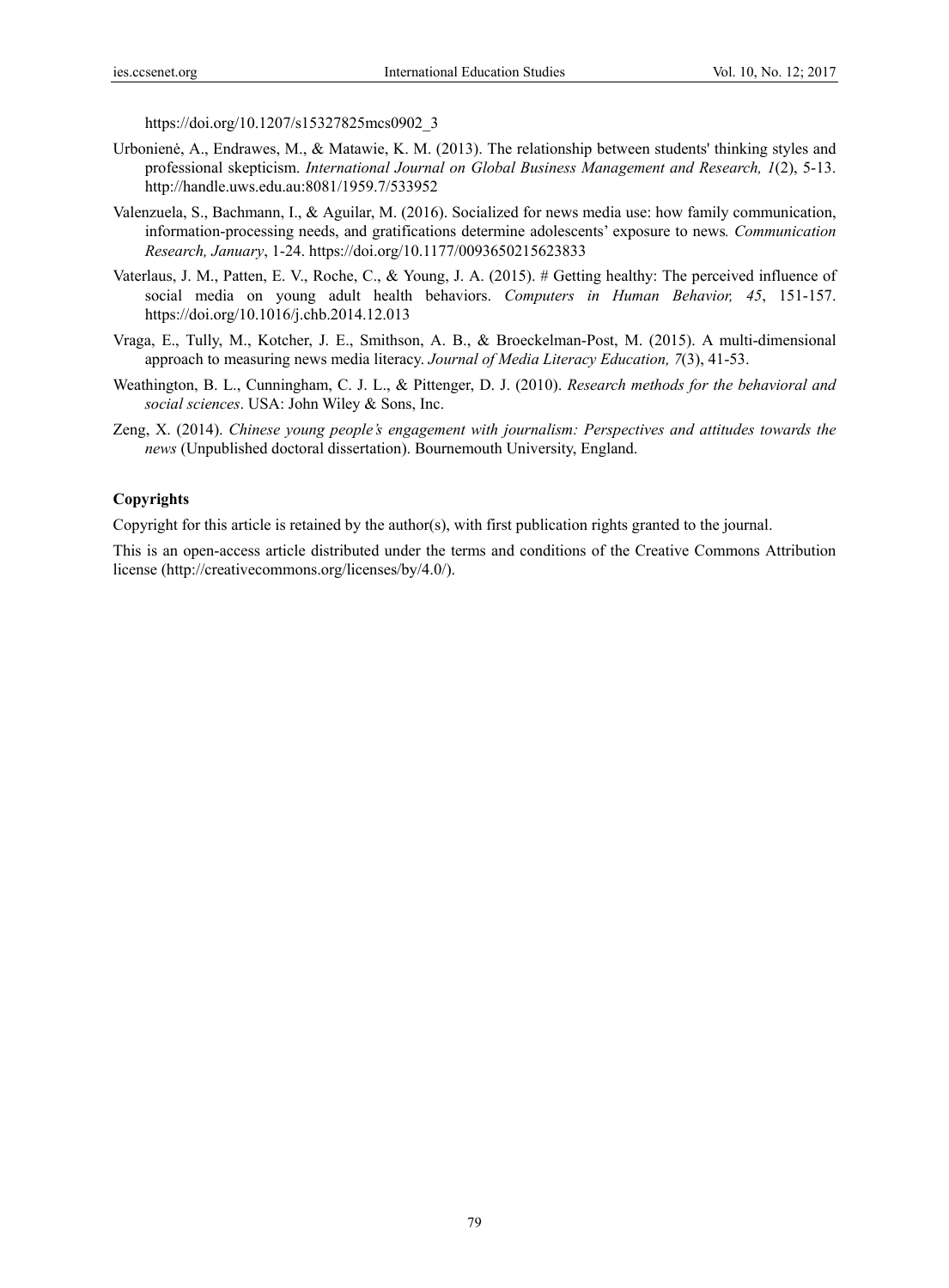https://doi.org/10.1207/s15327825mcs0902_3

Urbonienė, A., Endrawes, M., & Matawie, K. M. (2013). The relationship between students' thinking styles and professional skepticism. *International Journal on Global Business Management and Research, 1*(2), 5-13. http://handle.uws.edu.au:8081/1959.7/533952

Valenzuela, S., Bachmann, I., & Aguilar, M. (2016). Socialized for news media use: how family communication, information-processing needs, and gratifications determine adolescents' exposure to news*. Communication Research, January*, 1-24. https://doi.org/10.1177/0093650215623833

Vaterlaus, J. M., Patten, E. V., Roche, C., & Young, J. A. (2015). # Getting healthy: The perceived influence of social media on young adult health behaviors. *Computers in Human Behavior, 45*, 151-157. https://doi.org/10.1016/j.chb.2014.12.013

Vraga, E., Tully, M., Kotcher, J. E., Smithson, A. B., & Broeckelman-Post, M. (2015). A multi-dimensional approach to measuring news media literacy. *Journal of Media Literacy Education, 7*(3), 41-53.

Weathington, B. L., Cunningham, C. J. L., & Pittenger, D. J. (2010). *Research methods for the behavioral and social sciences*. USA: John Wiley & Sons, Inc.

Zeng, X. (2014). *Chinese young people's engagement with journalism: Perspectives and attitudes towards the news* (Unpublished doctoral dissertation). Bournemouth University, England.

**Copyrights**

Copyright for this article is retained by the author(s), with first publication rights granted to the journal.

This is an open-access article distributed under the terms and conditions of the Creative Commons Attribution license (http://creativecommons.org/licenses/by/4.0/).